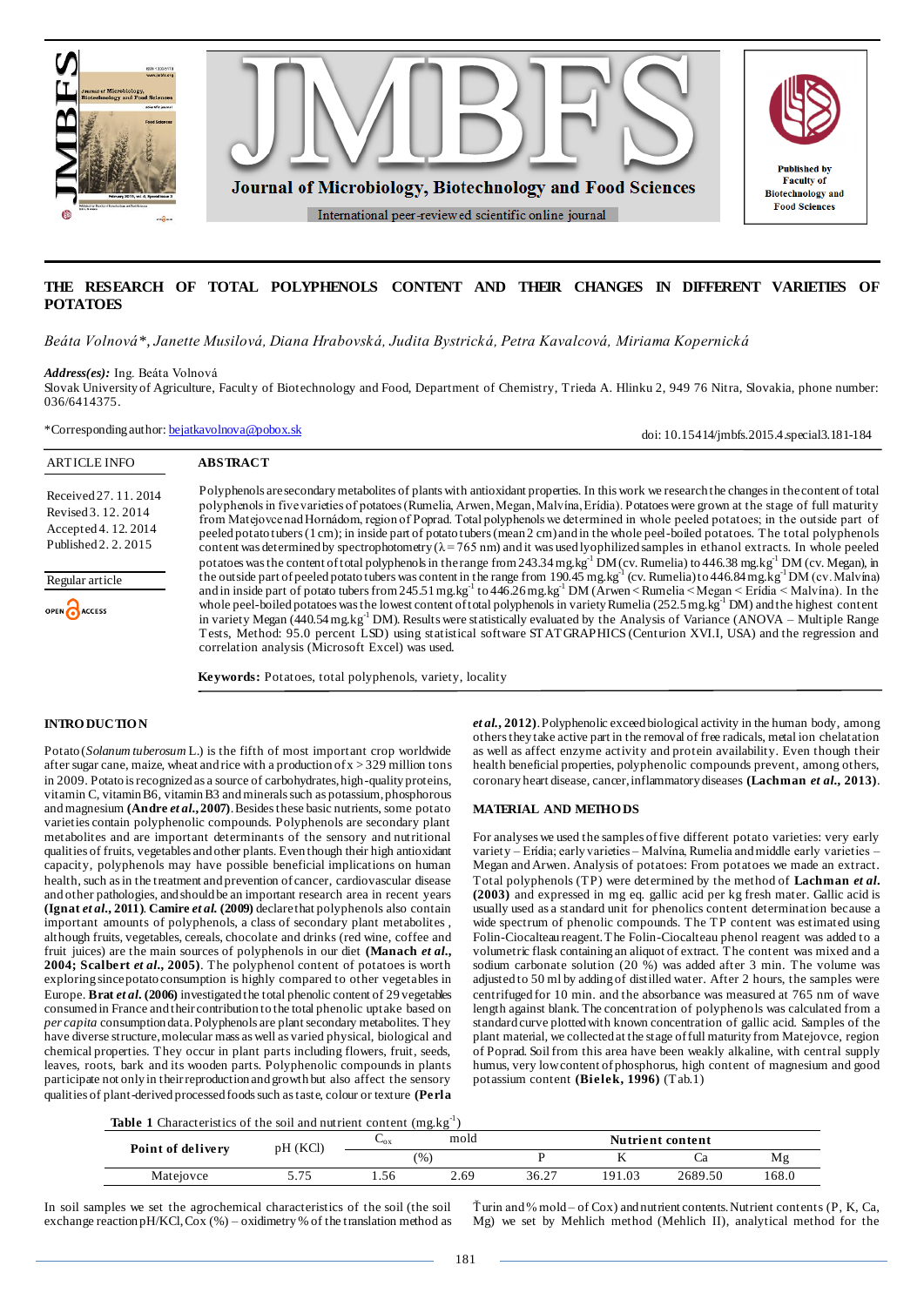# THE RESEARCH OF TOTAL POLYPHENOLS CONTENT AND THEIR CHANGES IN DIFFERENT VARIETIES OF POTATOES

*Beáta Volnová\*, Janette Musilová, Diana Hrabovská, Judita Bystrická, Petra Kavalcová, Miriama Kopernická*

***Address(es):*** Ing. Beáta Volnová

Slovak University of Agriculture, Faculty of Biotechnology and Food, Department of Chemistry, Trieda A. Hlinku 2, 949 76 Nitra, Slovakia, phone number: 036/6414375.

\*Corresponding author: bejatkavolnova@pobox.sk

doi: 10.15414/jmbfs.2015.4.special3.181-184

ARTICLE INFO

Received 27. 11. 2014
Revised 3. 12. 2014
Accepted 4. 12. 2014
Published 2. 2. 2015

Regular article

OPEN ACCESS

## ABSTRACT

Polyphenols are secondary metabolites of plants with antioxidant properties. In this work we research the changes in the content of total polyphenols in five varieties of potatoes (Rumelia, Arwen, Megan, Malvína, Erídia). Potatoes were grown at the stage of full maturity from Matejovce nad Hornádom, region of Poprad. Total polyphenols we determined in whole peeled potatoes; in the outside part of peeled potato tubers (1 cm); in inside part of potato tubers (mean 2 cm) and in the whole peel-boiled potatoes. The total polyphenols content was determined by spectrophotometry (λ = 765 nm) and it was used lyophilized samples in ethanol extracts. In whole peeled potatoes was the content of total polyphenols in the range from 243.34 mg.kg$^{-1}$ DM (cv. Rumelia) to 446.38 mg.kg$^{-1}$ DM (cv. Megan), in the outside part of peeled potato tubers was content in the range from 190.45 mg.kg$^{-1}$ (cv. Rumelia) to 446.84 mg.kg$^{-1}$ DM (cv. Malvína) and in inside part of potato tubers from 245.51 mg.kg$^{-1}$ to 446.26 mg.kg$^{-1}$ DM (Arwen < Rumelia < Megan < Erídia < Malvína). In the whole peel-boiled potatoes was the lowest content of total polyphenols in variety Rumelia (252.5 mg.kg$^{-1}$ DM) and the highest content in variety Megan (440.54 mg.kg$^{-1}$ DM). Results were statistically evaluated by the Analysis of Variance (ANOVA – Multiple Range Tests, Method: 95.0 percent LSD) using statistical software STATGRAPHICS (Centurion XVI.I, USA) and the regression and correlation analysis (Microsoft Excel) was used.

**Keywords:** Potatoes, total polyphenols, variety, locality

## INTRODUCTION

Potato (*Solanum tuberosum* L.) is the fifth of most important crop worldwide after sugar cane, maize, wheat and rice with a production of x > 329 million tons in 2009. Potato is recognized as a source of carbohydrates, high-quality proteins, vitamin C, vitamin B6, vitamin B3 and minerals such as potassium, phosphorous and magnesium **(Andre *et al.*, 2007)**. Besides these basic nutrients, some potato varieties contain polyphenolic compounds. Polyphenols are secondary plant metabolites and are important determinants of the sensory and nutritional qualities of fruits, vegetables and other plants. Even though their high antioxidant capacity, polyphenols may have possible beneficial implications on human health, such as in the treatment and prevention of cancer, cardiovascular disease and other pathologies, and should be an important research area in recent years **(Ignat *et al.*, 2011)**. **Camire *et al.* (2009)** declare that polyphenols also contain important amounts of polyphenols, a class of secondary plant metabolites, although fruits, vegetables, cereals, chocolate and drinks (red wine, coffee and fruit juices) are the main sources of polyphenols in our diet **(Manach *et al.*, 2004; Scalbert *et al.*, 2005)**. The polyphenol content of potatoes is worth exploring since potato consumption is highly compared to other vegetables in Europe. **Brat *et al.* (2006)** investigated the total phenolic content of 29 vegetables consumed in France and their contribution to the total phenolic uptake based on *per capita* consumption data. Polyphenols are plant secondary metabolites. They have diverse structure, molecular mass as well as varied physical, biological and chemical properties. They occur in plant parts including flowers, fruit, seeds, leaves, roots, bark and its wooden parts. Polyphenolic compounds in plants participate not only in their reproduction and growth but also affect the sensory qualities of plant-derived processed foods such as taste, colour or texture **(Perla *et al.*, 2012)**. Polyphenolic exceed biological activity in the human body, among others they take active part in the removal of free radicals, metal ion chelatation as well as affect enzyme activity and protein availability. Even though their health beneficial properties, polyphenolic compounds prevent, among others, coronary heart disease, cancer, inflammatory diseases **(Lachman *et al.*, 2013)**.

## MATERIAL AND METHODS

For analyses we used the samples of five different potato varieties: very early variety – Erídia; early varieties – Malvína, Rumelia and middle early varieties – Megan and Arwen. Analysis of potatoes: From potatoes we made an extract. Total polyphenols (TP) were determined by the method of **Lachman *et al.* (2003)** and expressed in mg eq. gallic acid per kg fresh mater. Gallic acid is usually used as a standard unit for phenolics content determination because a wide spectrum of phenolic compounds. The TP content was estimated using Folin-Ciocalteau reagent. The Folin-Ciocalteau phenol reagent was added to a volumetric flask containing an aliquot of extract. The content was mixed and a sodium carbonate solution (20 %) was added after 3 min. The volume was adjusted to 50 ml by adding of distilled water. After 2 hours, the samples were centrifuged for 10 min. and the absorbance was measured at 765 nm of wave length against blank. The concentration of polyphenols was calculated from a standard curve plotted with known concentration of gallic acid. Samples of the plant material, we collected at the stage of full maturity from Matejovce, region of Poprad. Soil from this area have been weakly alkaline, with central supply humus, very low content of phosphorus, high content of magnesium and good potassium content **(Bielek, 1996)** (Tab.1)

**Table 1** Characteristics of the soil and nutrient content (mg.kg$^{-1}$)

| Point of delivery | pH (KCl) | $C_{ox}$ | mold | Nutrient content | | | |
|---|---|---|---|---|---|---|---|
| | | (%) | | P | K | Ca | Mg |
| Matejovce | 5.75 | 1.56 | 2.69 | 36.27 | 191.03 | 2689.50 | 168.0 |

In soil samples we set the agrochemical characteristics of the soil (the soil exchange reaction pH/KCl, Cox (%) – oxidimetry % of the translation method as Ťurin and % mold – of Cox) and nutrient contents. Nutrient contents (P, K, Ca, Mg) we set by Mehlich method (Mehlich II), analytical method for the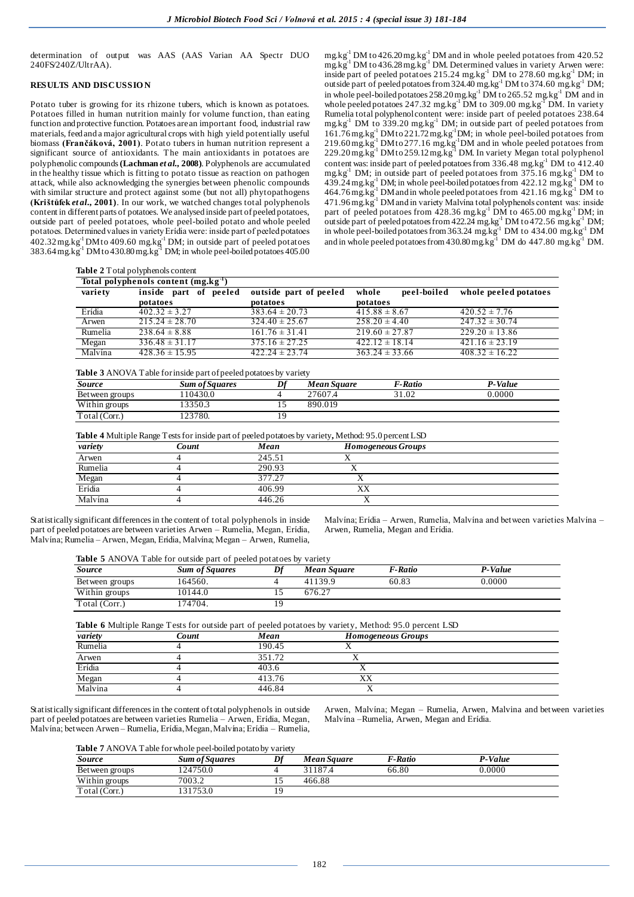determination of output was AAS (AAS Varian AA Spectr DUO 240FS/240Z/UltrAA).

## RESULTS AND DISCUSSION

Potato tuber is growing for its rhizone tubers, which is known as potatoes. Potatoes filled in human nutrition mainly for volume function, than eating function and protective function. Potatoes are an important food, industrial raw materials, feed and a major agricultural crops with high yield potentially useful biomass **(Frančáková, 2001)**. Potato tubers in human nutrition represent a significant source of antioxidants. The main antioxidants in potatoes are polyphenolic compounds **(Lachman *et al.*, 2008)**. Polyphenols are accumulated in the healthy tissue which is fitting to potato tissue as reaction on pathogen attack, while also acknowledging the synergies between phenolic compounds with similar structure and protect against some (but not all) phytopathogens **(Krištůfek *et al.*, 2001)**. In our work, we watched changes total polyphenols content in different parts of potatoes. We analysed inside part of peeled potatoes, outside part of peeled potatoes, whole peel-boiled potato and whole peeled potatoes. Determined values in variety Erídia were: inside part of peeled potatoes 402.32 mg.kg$^{-1}$ DM to 409.60 mg.kg$^{-1}$ DM; in outside part of peeled potatoes 383.64 mg.kg$^{-1}$ DM to 430.80 mg.kg$^{-1}$ DM; in whole peel-boiled potatoes 405.00 mg.kg$^{-1}$ DM to 426.20 mg.kg$^{-1}$ DM and in whole peeled potatoes from 420.52 mg.kg$^{-1}$ DM to 436.28 mg.kg$^{-1}$ DM. Determined values in variety Arwen were: inside part of peeled potatoes 215.24 mg.kg$^{-1}$ DM to 278.60 mg.kg$^{-1}$ DM; in outside part of peeled potatoes from 324.40 mg.kg$^{-1}$ DM to 374.60 mg.kg$^{-1}$ DM; in whole peel-boiled potatoes 258.20 mg.kg$^{-1}$ DM to 265.52 mg.kg$^{-1}$ DM and in whole peeled potatoes 247.32 mg.kg$^{-1}$ DM to 309.00 mg.kg$^{-1}$ DM. In variety Rumelia total polyphenol content were: inside part of peeled potatoes 238.64 mg.kg$^{-1}$ DM to 339.20 mg.kg$^{-1}$ DM; in outside part of peeled potatoes from 161.76 mg.kg$^{-1}$ DM to 221.72 mg.kg$^{-1}$ DM; in whole peel-boiled potatoes from 219.60 mg.kg$^{-1}$ DM to 277.16 mg.kg$^{-1}$ DM and in whole peeled potatoes from 229.20 mg.kg$^{-1}$ DM to 259.12 mg.kg$^{-1}$ DM. In variety Megan total polyphenol content was: inside part of peeled potatoes from 336.48 mg.kg$^{-1}$ DM to 412.40 mg.kg$^{-1}$ DM; in outside part of peeled potatoes from 375.16 mg.kg$^{-1}$ DM to 439.24 mg.kg$^{-1}$ DM; in whole peel-boiled potatoes from 422.12 mg.kg$^{-1}$ DM to 464.76 mg.kg$^{-1}$ DM and in whole peeled potatoes from 421.16 mg.kg$^{-1}$ DM to 471.96 mg.kg$^{-1}$ DM and in variety Malvína total polyphenols content was: inside part of peeled potatoes from 428.36 mg.kg$^{-1}$ DM to 465.00 mg.kg$^{-1}$ DM; in outside part of peeled potatoes from 422.24 mg.kg$^{-1}$ DM to 472.56 mg.kg$^{-1}$ DM; in whole peel-boiled potatoes from 363.24 mg.kg$^{-1}$ DM to 434.00 mg.kg$^{-1}$ DM and in whole peeled potatoes from 430.80 mg.kg$^{-1}$ DM do 447.80 mg.kg$^{-1}$ DM.

**Table 2** Total polyphenols content

| Total polyphenols content (mg.kg$^{-1}$) | | | | |
|---|---|---|---|---|
| variety | inside part of peeled potatoes | outside part of peeled potatoes | whole peel-boiled potatoes | whole peeled potatoes |
| Erídia | 402.32 ± 3.27 | 383.64 ± 20.73 | 415.88 ± 8.67 | 420.52 ± 7.76 |
| Arwen | 215.24 ± 28.70 | 324.40 ± 25.67 | 258.20 ± 4.40 | 247.32 ± 30.74 |
| Rumelia | 238.64 ± 8.88 | 161.76 ± 31.41 | 219.60 ± 27.87 | 229.20 ± 13.86 |
| Megan | 336.48 ± 31.17 | 375.16 ± 27.25 | 422.12 ± 18.14 | 421.16 ± 23.19 |
| Malvína | 428.36 ± 15.95 | 422.24 ± 23.74 | 363.24 ± 33.66 | 408.32 ± 16.22 |

**Table 3** ANOVA Table for inside part of peeled potatoes by variety

| *Source* | *Sum of Squares* | *Df* | *Mean Square* | *F-Ratio* | *P-Value* |
|---|---|---|---|---|---|
| Between groups | 110430.0 | 4 | 27607.4 | 31.02 | 0.0000 |
| Within groups | 13350.3 | 15 | 890.019 | | |
| Total (Corr.) | 123780. | 19 | | | |

**Table 4** Multiple Range Tests for inside part of peeled potatoes by variety**,** Method: 95.0 percent LSD

| *variety* | *Count* | *Mean* | *Homogeneous Groups* |
|---|---|---|---|
| Arwen | 4 | 245.51 | X |
| Rumelia | 4 | 290.93 | X |
| Megan | 4 | 377.27 | X |
| Erídia | 4 | 406.99 | XX |
| Malvína | 4 | 446.26 | X |

Statistically significant differences in the content of total polyphenols in inside part of peeled potatoes are between varieties Arwen – Rumelia, Megan, Erídia, Malvína; Rumelia – Arwen, Megan, Erídia, Malvína; Megan – Arwen, Rumelia, Malvína; Erídia – Arwen, Rumelia, Malvína and between varieties Malvína – Arwen, Rumelia, Megan and Erídia.

**Table 5** ANOVA Table for outside part of peeled potatoes by variety

| *Source* | *Sum of Squares* | *Df* | *Mean Square* | *F-Ratio* | *P-Value* |
|---|---|---|---|---|---|
| Between groups | 164560. | 4 | 41139.9 | 60.83 | 0.0000 |
| Within groups | 10144.0 | 15 | 676.27 | | |
| Total (Corr.) | 174704. | 19 | | | |

**Table 6** Multiple Range Tests for outside part of peeled potatoes by variety, Method: 95.0 percent LSD

| *variety* | *Count* | *Mean* | *Homogeneous Groups* |
|---|---|---|---|
| Rumelia | 4 | 190.45 | X |
| Arwen | 4 | 351.72 | X |
| Erídia | 4 | 403.6 | X |
| Megan | 4 | 413.76 | XX |
| Malvina | 4 | 446.84 | X |

Statistically significant differences in the content of total polyphenols in outside part of peeled potatoes are between varieties Rumelia – Arwen, Erídia, Megan, Malvína; between Arwen – Rumelia, Erídia, Megan, Malvína; Erídia – Rumelia, Arwen, Malvína; Megan – Rumelia, Arwen, Malvina and between varieties Malvína –Rumelia, Arwen, Megan and Erídia.

**Table 7** ANOVA Table for whole peel-boiled potato by variety

| *Source* | *Sum of Squares* | *Df* | *Mean Square* | *F-Ratio* | *P-Value* |
|---|---|---|---|---|---|
| Between groups | 124750.0 | 4 | 31187.4 | 66.80 | 0.0000 |
| Within groups | 7003.2 | 15 | 466.88 | | |
| Total (Corr.) | 131753.0 | 19 | | | |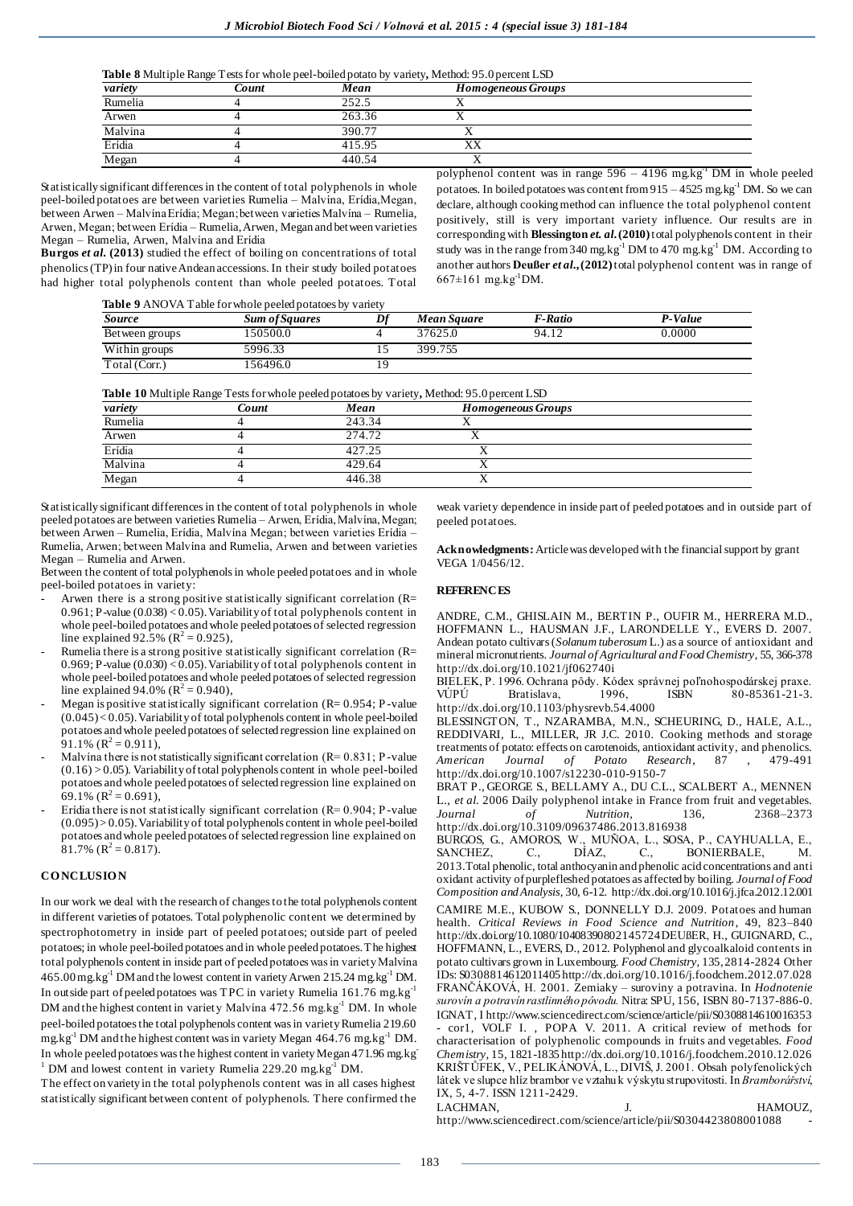**Table 8** Multiple Range Tests for whole peel-boiled potato by variety, Method: 95.0 percent LSD

| *variety* | *Count* | *Mean* | *Homogeneous Groups* |
|---|---|---|---|
| Rumelia | 4 | 252.5 | X |
| Arwen | 4 | 263.36 | X |
| Malvina | 4 | 390.77 | X |
| Erídia | 4 | 415.95 | XX |
| Megan | 4 | 440.54 | X |

Statistically significant differences in the content of total polyphenols in whole peel-boiled potatoes are between varieties Rumelia – Malvína, Erídia, Megan, between Arwen – Malvína Erídia; Megan; between varieties Malvína – Rumelia, Arwen, Megan; between Erídia – Rumelia, Arwen, Megan and between varieties Megan – Rumelia, Arwen, Malvína and Erídia

**Burgos *et al.* (2013)** studied the effect of boiling on concentrations of total phenolics (TP) in four native Andean accessions. In their study boiled potatoes had higher total polyphenols content than whole peeled potatoes. Total polyphenol content was in range 596 – 4196 mg.kg$^{-1}$ DM in whole peeled potatoes. In boiled potatoes was content from 915 – 4525 mg.kg$^{-1}$ DM. So we can declare, although cooking method can influence the total polyphenol content positively, still is very important variety influence. Our results are in corresponding with **Blessington *et. al.* (2010)** total polyphenols content in their study was in the range from 340 mg.kg$^{-1}$ DM to 470 mg.kg$^{-1}$ DM. According to another authors **Deußer *et al.*, (2012)** total polyphenol content was in range of 667±161 mg.kg$^{-1}$DM.

**Table 9** ANOVA Table for whole peeled potatoes by variety

| *Source* | *Sum of Squares* | *Df* | *Mean Square* | *F-Ratio* | *P-Value* |
|---|---|---|---|---|---|
| Between groups | 150500.0 | 4 | 37625.0 | 94.12 | 0.0000 |
| Within groups | 5996.33 | 15 | 399.755 | | |
| Total (Corr.) | 156496.0 | 19 | | | |

**Table 10** Multiple Range Tests for whole peeled potatoes by variety, Method: 95.0 percent LSD

| *variety* | *Count* | *Mean* | *Homogeneous Groups* |
|---|---|---|---|
| Rumelia | 4 | 243.34 | X |
| Arwen | 4 | 274.72 | X |
| Erídia | 4 | 427.25 | X |
| Malvina | 4 | 429.64 | X |
| Megan | 4 | 446.38 | X |

Statistically significant differences in the content of total polyphenols in whole peeled potatoes are between varieties Rumelia – Arwen, Erídia, Malvína, Megan; between Arwen – Rumelia, Erídia, Malvína Megan; between varieties Erídia – Rumelia, Arwen; between Malvína and Rumelia, Arwen and between varieties Megan – Rumelia and Arwen.

Between the content of total polyphenols in whole peeled potatoes and in whole peel-boiled potatoes in variety:

- Arwen there is a strong positive statistically significant correlation (R= 0.961; P-value (0.038) < 0.05). Variability of total polyphenols content in whole peel-boiled potatoes and whole peeled potatoes of selected regression line explained 92.5% ($R^2$ = 0.925),
- Rumelia there is a strong positive statistically significant correlation (R= 0.969; P-value (0.030) < 0.05). Variability of total polyphenols content in whole peel-boiled potatoes and whole peeled potatoes of selected regression line explained 94.0% ($R^2$ = 0.940),
- Megan is positive statistically significant correlation (R= 0.954; P-value (0.045) < 0.05). Variability of total polyphenols content in whole peel-boiled potatoes and whole peeled potatoes of selected regression line explained on 91.1% ($R^2$ = 0.911),
- Malvína there is not statistically significant correlation (R= 0.831; P-value (0.16) > 0.05). Variability of total polyphenols content in whole peel-boiled potatoes and whole peeled potatoes of selected regression line explained on 69.1% ($R^2$ = 0.691),
- Erídia there is not statistically significant correlation (R= 0.904; P-value (0.095) > 0.05). Variability of total polyphenols content in whole peel-boiled potatoes and whole peeled potatoes of selected regression line explained on 81.7% ($R^2$ = 0.817).

## CONCLUSION

In our work we deal with the research of changes to the total polyphenols content in different varieties of potatoes. Total polyphenolic content we determined by spectrophotometry in inside part of peeled potatoes; outside part of peeled potatoes; in whole peel-boiled potatoes and in whole peeled potatoes. The highest total polyphenols content in inside part of peeled potatoes was in variety Malvína 465.00 mg.kg$^{-1}$ DM and the lowest content in variety Arwen 215.24 mg.kg$^{-1}$ DM. In outside part of peeled potatoes was TPC in variety Rumelia 161.76 mg.kg$^{-1}$ DM and the highest content in variety Malvína 472.56 mg.kg$^{-1}$ DM. In whole peel-boiled potatoes the total polyphenols content was in variety Rumelia 219.60 mg.kg$^{-1}$ DM and the highest content was in variety Megan 464.76 mg.kg$^{-1}$ DM. In whole peeled potatoes was the highest content in variety Megan 471.96 mg.kg$^{-1}$ DM and lowest content in variety Rumelia 229.20 mg.kg$^{-1}$ DM.

The effect on variety in the total polyphenols content was in all cases highest statistically significant between content of polyphenols. There confirmed the weak variety dependence in inside part of peeled potatoes and in outside part of peeled potatoes.

**Acknowledgments:** Article was developed with the financial support by grant VEGA 1/0456/12.

## REFERENCES

ANDRE, C.M., GHISLAIN M., BERTIN P., OUFIR M., HERRERA M.D., HOFFMANN L., HAUSMAN J.F., LARONDELLE Y., EVERS D. 2007. Andean potato cultivars (*Solanum tuberosum* L.) as a source of antioxidant and mineral micronutrients. *Journal of Agricultural and Food Chemistry*, 55, 366-378 http://dx.doi.org/10.1021/jf062740i

BIELEK, P. 1996. Ochrana pôdy. Kódex správnej poľnohospodárskej praxe. VÚPÚ Bratislava, 1996, ISBN 80-85361-21-3. http://dx.doi.org/10.1103/physrevb.54.4000

BLESSINGTON, T., NZARAMBA, M.N., SCHEURING, D., HALE, A.L., REDDIVARI, L., MILLER, JR J.C. 2010. Cooking methods and storage treatments of potato: effects on carotenoids, antioxidant activity, and phenolics. *American Journal of Potato Research*, 87 , 479-491 http://dx.doi.org/10.1007/s12230-010-9150-7

BRAT P., GEORGE S., BELLAMY A., DU C.L., SCALBERT A., MENNEN L., *et al.* 2006 Daily polyphenol intake in France from fruit and vegetables. *Journal of Nutrition*, 136, 2368–2373 http://dx.doi.org/10.3109/09637486.2013.816938

BURGOS, G., AMOROS, W., MUÑOA, L., SOSA, P., CAYHUALLA, E., SANCHEZ, C., DÍAZ, C., BONIERBALE, M. 2013.Total phenolic, total anthocyanin and phenolic acid concentrations and anti oxidant activity of purplefleshed potatoes as affected by boiling. *Journal of Food Composition and Analysis*, 30, 6-12. http://dx.doi.org/10.1016/j.jfca.2012.12.001

CAMIRE M.E., KUBOW S., DONNELLY D.J. 2009. Potatoes and human health. *Critical Reviews in Food Science and Nutrition*, 49, 823–840 http://dx.doi.org/10.1080/10408390802145724DEUßER, H., GUIGNARD, C., HOFFMANN, L., EVERS, D., 2012. Polyphenol and glycoalkaloid contents in potato cultivars grown in Luxembourg. *Food Chemistry*, 135, 2814-2824 Other IDs: S0308814612011405 http://dx.doi.org/10.1016/j.foodchem.2012.07.028

FRANČÁKOVÁ, H. 2001. Zemiaky – suroviny a potravina. In *Hodnotenie surovín a potravín rastlinného pôvodu.* Nitra: SPU, 156, ISBN 80-7137-886-0. IGNAT, I http://www.sciencedirect.com/science/article/pii/S0308814610016353 - cor1, VOLF I. , POPA V. 2011. A critical review of methods for characterisation of polyphenolic compounds in fruits and vegetables. *Food Chemistry*, 15, 1821-1835 http://dx.doi.org/10.1016/j.foodchem.2010.12.026

KRIŠTŮFEK, V., PELIKÁNOVÁ, L., DIVIŠ, J. 2001. Obsah polyfenolických látek ve slupce hlíz brambor ve vztahu k výskytu strupovitosti. In *Bramborářství*, IX, 5, 4-7. ISSN 1211-2429.

LACHMAN, J. HAMOUZ, http://www.sciencedirect.com/science/article/pii/S0304423808001088 -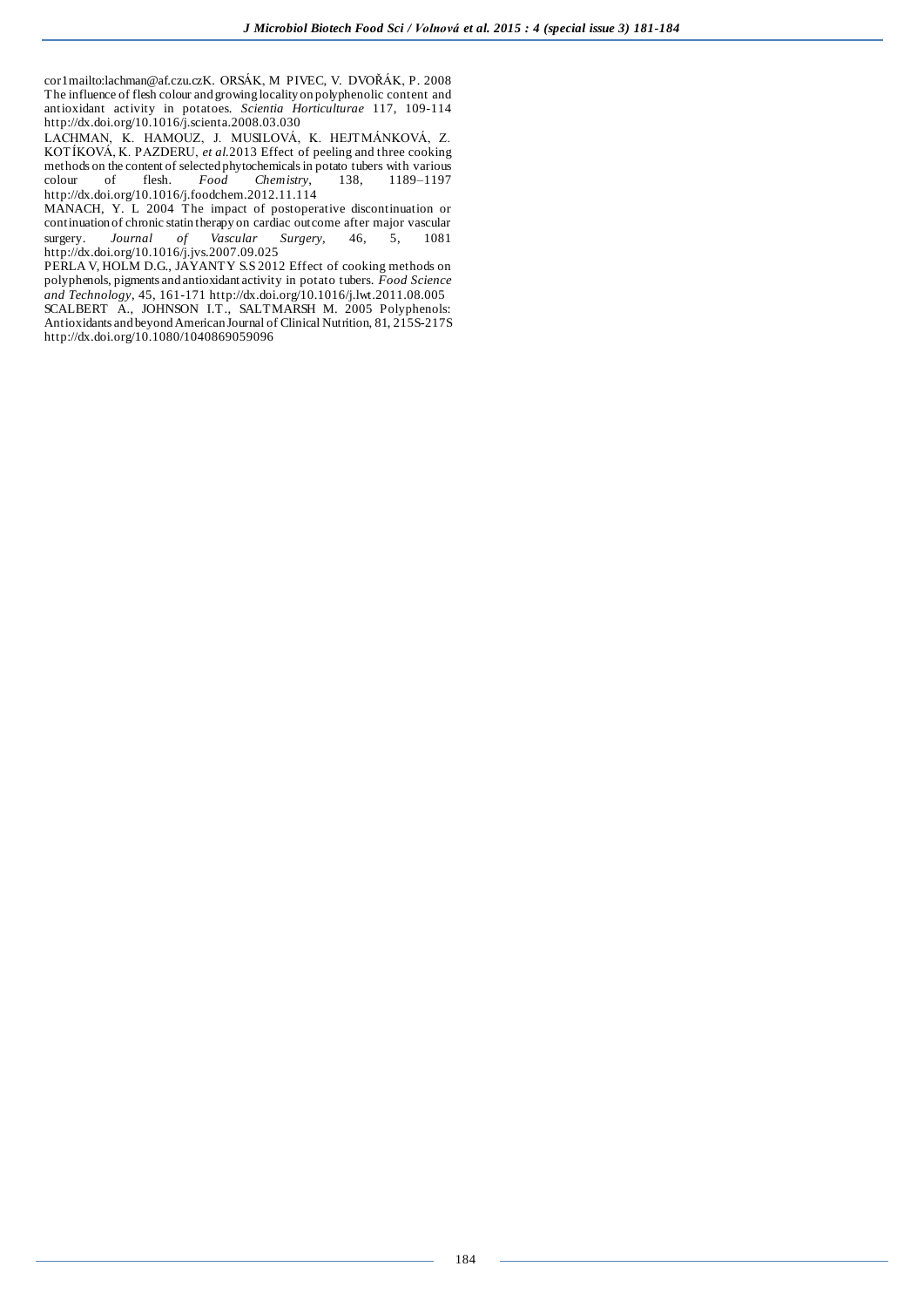cor1mailto:lachman@af.czu.czK. ORSÁK, M PIVEC, V. DVOŘÁK, P. 2008 The influence of flesh colour and growing locality on polyphenolic content and antioxidant activity in potatoes. *Scientia Horticulturae* 117, 109-114 http://dx.doi.org/10.1016/j.scienta.2008.03.030

LACHMAN, K. HAMOUZ, J. MUSILOVÁ, K. HEJTMÁNKOVÁ, Z. KOTÍKOVÁ, K. PAZDERU, *et al.*2013 Effect of peeling and three cooking methods on the content of selected phytochemicals in potato tubers with various colour of flesh. *Food Chemistry*, 138, 1189–1197 http://dx.doi.org/10.1016/j.foodchem.2012.11.114

MANACH, Y. L 2004 The impact of postoperative discontinuation or continuation of chronic statin therapy on cardiac outcome after major vascular surgery. *Journal of Vascular Surgery*, 46, 5, 1081 http://dx.doi.org/10.1016/j.jvs.2007.09.025

PERLA V, HOLM D.G., JAYANTY S.S 2012 Effect of cooking methods on polyphenols, pigments and antioxidant activity in potato tubers. *Food Science and Technology*, 45, 161-171 http://dx.doi.org/10.1016/j.lwt.2011.08.005

SCALBERT A., JOHNSON I.T., SALTMARSH M. 2005 Polyphenols: Antioxidants and beyond American Journal of Clinical Nutrition, 81, 215S-217S http://dx.doi.org/10.1080/1040869059096